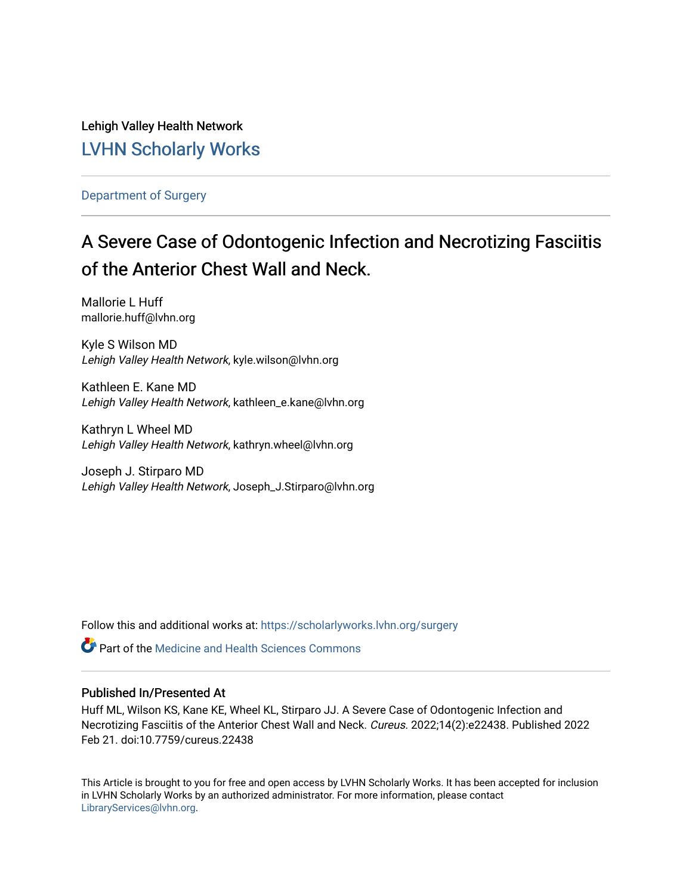Lehigh Valley Health Network

[LVHN Scholarly Works](https://scholarlyworks.lvhn.org)

Department of Surgery

# A Severe Case of Odontogenic Infection and Necrotizing Fasciitis of the Anterior Chest Wall and Neck.

Mallorie L Huff
mallorie.huff@lvhn.org

Kyle S Wilson MD
*Lehigh Valley Health Network*, kyle.wilson@lvhn.org

Kathleen E. Kane MD
*Lehigh Valley Health Network*, kathleen_e.kane@lvhn.org

Kathryn L Wheel MD
*Lehigh Valley Health Network*, kathryn.wheel@lvhn.org

Joseph J. Stirparo MD
*Lehigh Valley Health Network*, Joseph_J.Stirparo@lvhn.org

Follow this and additional works at: https://scholarlyworks.lvhn.org/surgery

Part of the Medicine and Health Sciences Commons

### Published In/Presented At

Huff ML, Wilson KS, Kane KE, Wheel KL, Stirparo JJ. A Severe Case of Odontogenic Infection and Necrotizing Fasciitis of the Anterior Chest Wall and Neck. *Cureus*. 2022;14(2):e22438. Published 2022 Feb 21. doi:10.7759/cureus.22438

This Article is brought to you for free and open access by LVHN Scholarly Works. It has been accepted for inclusion in LVHN Scholarly Works by an authorized administrator. For more information, please contact LibraryServices@lvhn.org.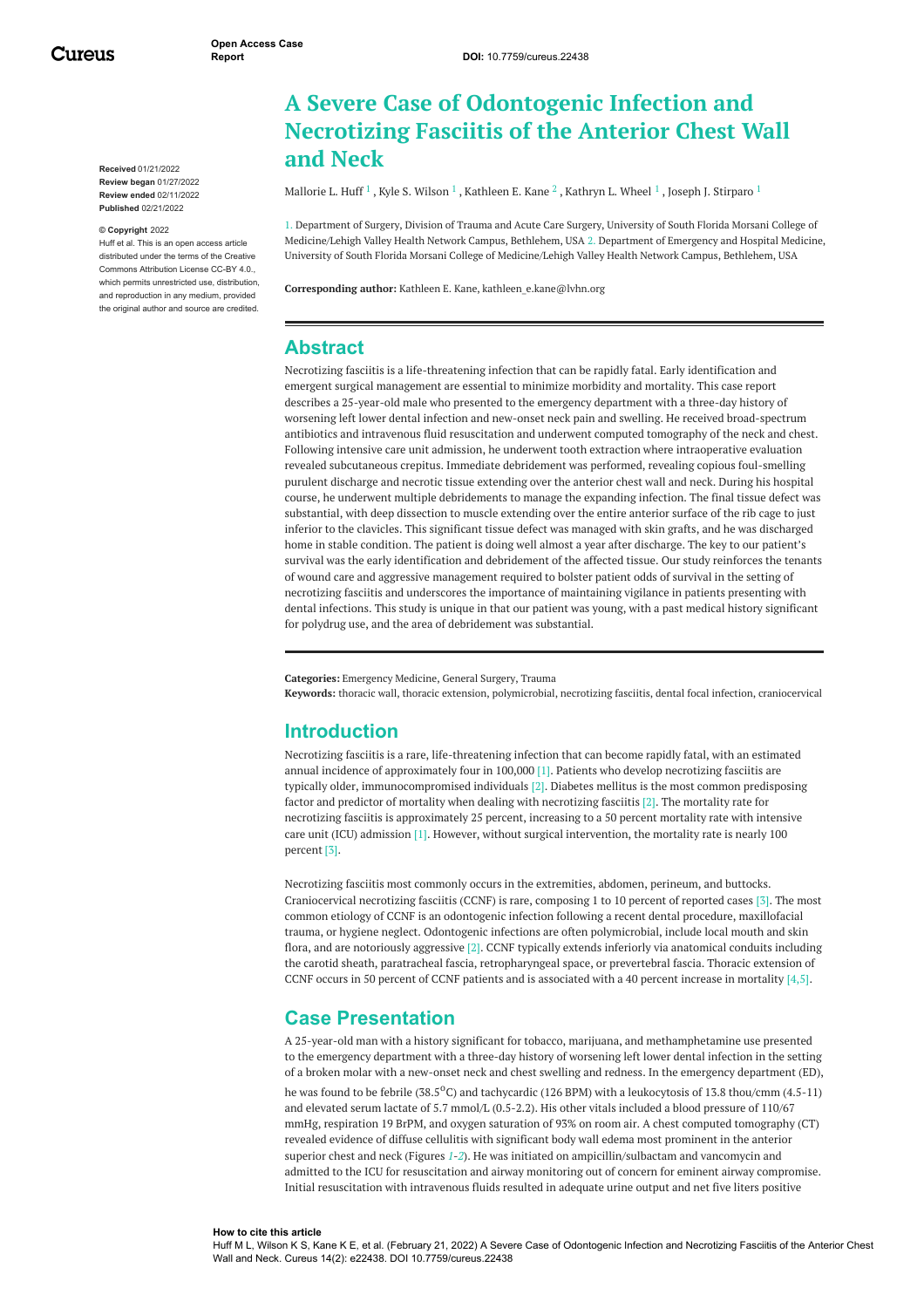# A Severe Case of Odontogenic Infection and Necrotizing Fasciitis of the Anterior Chest Wall and Neck

Mallorie L. Huff [1] , Kyle S. Wilson [1] , Kathleen E. Kane [2] , Kathryn L. Wheel [1] , Joseph J. Stirparo [1]

1. Department of Surgery, Division of Trauma and Acute Care Surgery, University of South Florida Morsani College of Medicine/Lehigh Valley Health Network Campus, Bethlehem, USA 2. Department of Emergency and Hospital Medicine, University of South Florida Morsani College of Medicine/Lehigh Valley Health Network Campus, Bethlehem, USA

**Corresponding author:** Kathleen E. Kane, kathleen_e.kane@lvhn.org

**Received** 01/21/2022
**Review began** 01/27/2022
**Review ended** 02/11/2022
**Published** 02/21/2022

**© Copyright** 2022
Huff et al. This is an open access article distributed under the terms of the Creative Commons Attribution License CC-BY 4.0., which permits unrestricted use, distribution, and reproduction in any medium, provided the original author and source are credited.

## Abstract

Necrotizing fasciitis is a life-threatening infection that can be rapidly fatal. Early identification and emergent surgical management are essential to minimize morbidity and mortality. This case report describes a 25-year-old male who presented to the emergency department with a three-day history of worsening left lower dental infection and new-onset neck pain and swelling. He received broad-spectrum antibiotics and intravenous fluid resuscitation and underwent computed tomography of the neck and chest. Following intensive care unit admission, he underwent tooth extraction where intraoperative evaluation revealed subcutaneous crepitus. Immediate debridement was performed, revealing copious foul-smelling purulent discharge and necrotic tissue extending over the anterior chest wall and neck. During his hospital course, he underwent multiple debridements to manage the expanding infection. The final tissue defect was substantial, with deep dissection to muscle extending over the entire anterior surface of the rib cage to just inferior to the clavicles. This significant tissue defect was managed with skin grafts, and he was discharged home in stable condition. The patient is doing well almost a year after discharge. The key to our patient's survival was the early identification and debridement of the affected tissue. Our study reinforces the tenants of wound care and aggressive management required to bolster patient odds of survival in the setting of necrotizing fasciitis and underscores the importance of maintaining vigilance in patients presenting with dental infections. This study is unique in that our patient was young, with a past medical history significant for polydrug use, and the area of debridement was substantial.

**Categories:** Emergency Medicine, General Surgery, Trauma
**Keywords:** thoracic wall, thoracic extension, polymicrobial, necrotizing fasciitis, dental focal infection, craniocervical

## Introduction

Necrotizing fasciitis is a rare, life-threatening infection that can become rapidly fatal, with an estimated annual incidence of approximately four in 100,000 [1]. Patients who develop necrotizing fasciitis are typically older, immunocompromised individuals [2]. Diabetes mellitus is the most common predisposing factor and predictor of mortality when dealing with necrotizing fasciitis [2]. The mortality rate for necrotizing fasciitis is approximately 25 percent, increasing to a 50 percent mortality rate with intensive care unit (ICU) admission [1]. However, without surgical intervention, the mortality rate is nearly 100 percent [3].

Necrotizing fasciitis most commonly occurs in the extremities, abdomen, perineum, and buttocks. Craniocervical necrotizing fasciitis (CCNF) is rare, composing 1 to 10 percent of reported cases [3]. The most common etiology of CCNF is an odontogenic infection following a recent dental procedure, maxillofacial trauma, or hygiene neglect. Odontogenic infections are often polymicrobial, include local mouth and skin flora, and are notoriously aggressive [2]. CCNF typically extends inferiorly via anatomical conduits including the carotid sheath, paratracheal fascia, retropharyngeal space, or prevertebral fascia. Thoracic extension of CCNF occurs in 50 percent of CCNF patients and is associated with a 40 percent increase in mortality [4,5].

## Case Presentation

A 25-year-old man with a history significant for tobacco, marijuana, and methamphetamine use presented to the emergency department with a three-day history of worsening left lower dental infection in the setting of a broken molar with a new-onset neck and chest swelling and redness. In the emergency department (ED), he was found to be febrile (38.5$^{o}$C) and tachycardic (126 BPM) with a leukocytosis of 13.8 thou/cmm (4.5-11) and elevated serum lactate of 5.7 mmol/L (0.5-2.2). His other vitals included a blood pressure of 110/67 mmHg, respiration 19 BrPM, and oxygen saturation of 93% on room air. A chest computed tomography (CT) revealed evidence of diffuse cellulitis with significant body wall edema most prominent in the anterior superior chest and neck (Figures 1-2). He was initiated on ampicillin/sulbactam and vancomycin and admitted to the ICU for resuscitation and airway monitoring out of concern for eminent airway compromise. Initial resuscitation with intravenous fluids resulted in adequate urine output and net five liters positive

**How to cite this article**
Huff M L, Wilson K S, Kane K E, et al. (February 21, 2022) A Severe Case of Odontogenic Infection and Necrotizing Fasciitis of the Anterior Chest Wall and Neck. Cureus 14(2): e22438. DOI 10.7759/cureus.22438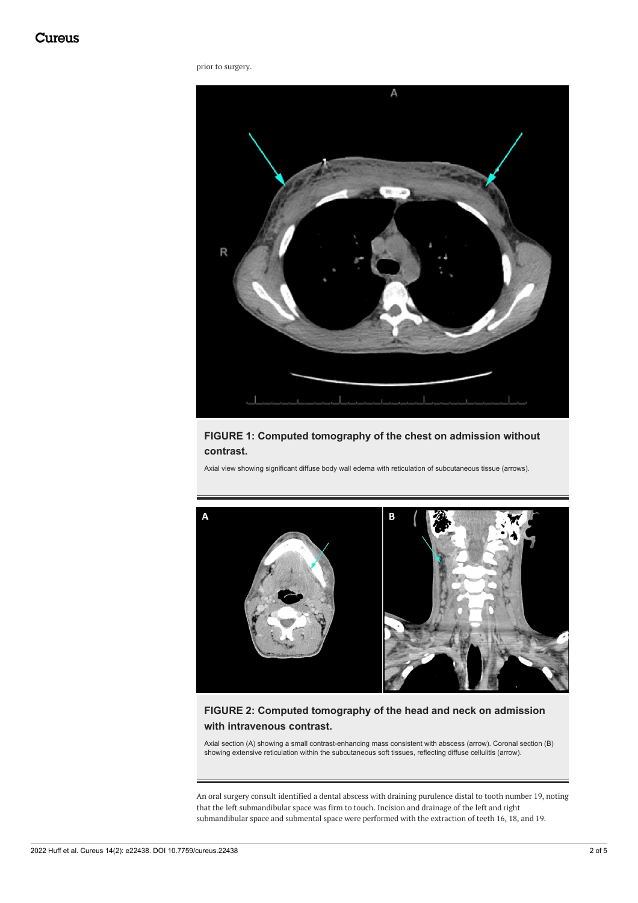prior to surgery.

**FIGURE 1: Computed tomography of the chest on admission without contrast.**

Axial view showing significant diffuse body wall edema with reticulation of subcutaneous tissue (arrows).

**FIGURE 2: Computed tomography of the head and neck on admission with intravenous contrast.**

Axial section (A) showing a small contrast-enhancing mass consistent with abscess (arrow). Coronal section (B) showing extensive reticulation within the subcutaneous soft tissues, reflecting diffuse cellulitis (arrow).

An oral surgery consult identified a dental abscess with draining purulence distal to tooth number 19, noting that the left submandibular space was firm to touch. Incision and drainage of the left and right submandibular space and submental space were performed with the extraction of teeth 16, 18, and 19.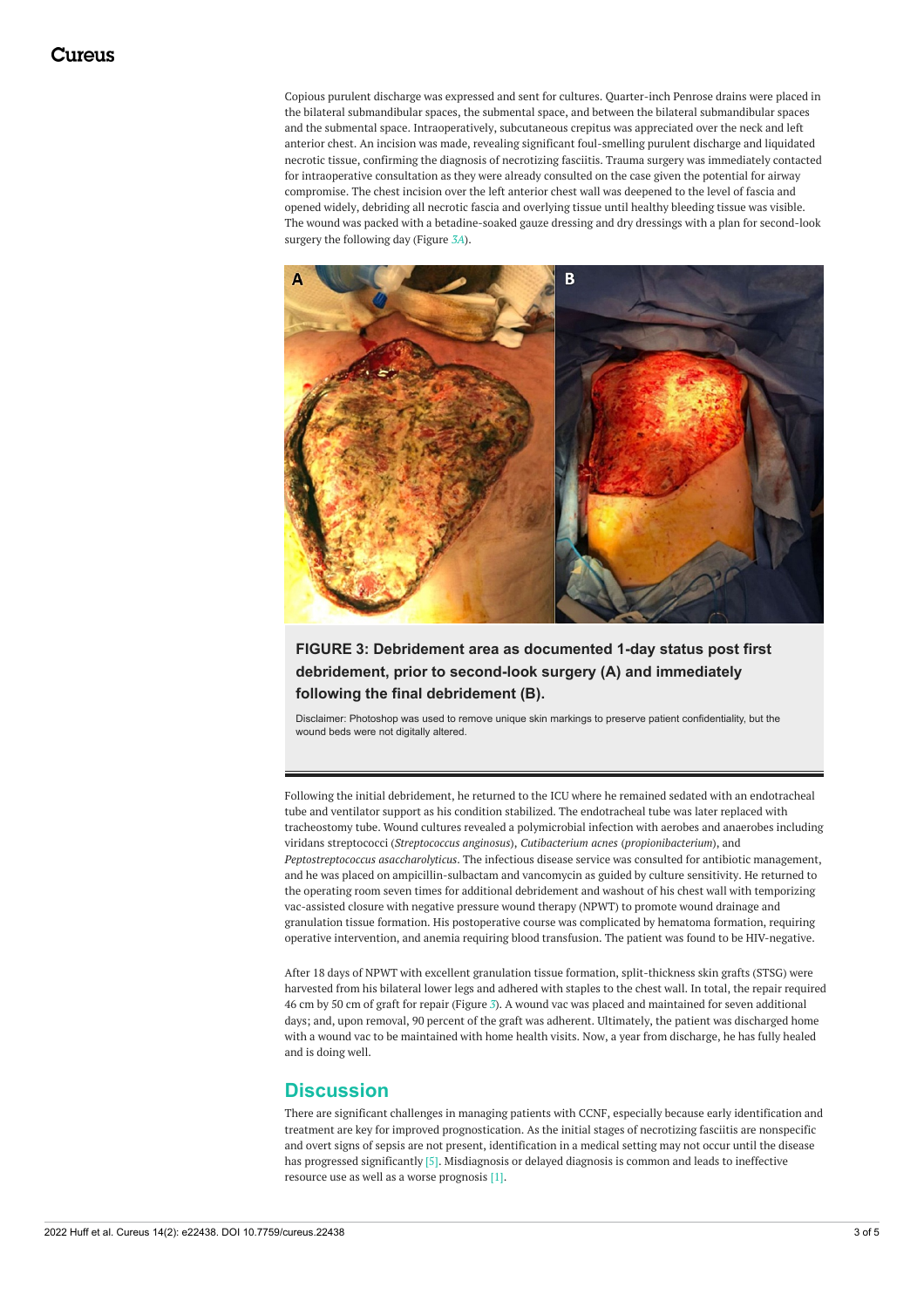Copious purulent discharge was expressed and sent for cultures. Quarter-inch Penrose drains were placed in the bilateral submandibular spaces, the submental space, and between the bilateral submandibular spaces and the submental space. Intraoperatively, subcutaneous crepitus was appreciated over the neck and left anterior chest. An incision was made, revealing significant foul-smelling purulent discharge and liquidated necrotic tissue, confirming the diagnosis of necrotizing fasciitis. Trauma surgery was immediately contacted for intraoperative consultation as they were already consulted on the case given the potential for airway compromise. The chest incision over the left anterior chest wall was deepened to the level of fascia and opened widely, debriding all necrotic fascia and overlying tissue until healthy bleeding tissue was visible. The wound was packed with a betadine-soaked gauze dressing and dry dressings with a plan for second-look surgery the following day (Figure 3A).

**FIGURE 3: Debridement area as documented 1-day status post first debridement, prior to second-look surgery (A) and immediately following the final debridement (B).**

Disclaimer: Photoshop was used to remove unique skin markings to preserve patient confidentiality, but the wound beds were not digitally altered.

Following the initial debridement, he returned to the ICU where he remained sedated with an endotracheal tube and ventilator support as his condition stabilized. The endotracheal tube was later replaced with tracheostomy tube. Wound cultures revealed a polymicrobial infection with aerobes and anaerobes including viridans streptococci (*Streptococcus anginosus*), *Cutibacterium acnes* (*propionibacterium*), and *Peptostreptococcus asaccharolyticus*. The infectious disease service was consulted for antibiotic management, and he was placed on ampicillin-sulbactam and vancomycin as guided by culture sensitivity. He returned to the operating room seven times for additional debridement and washout of his chest wall with temporizing vac-assisted closure with negative pressure wound therapy (NPWT) to promote wound drainage and granulation tissue formation. His postoperative course was complicated by hematoma formation, requiring operative intervention, and anemia requiring blood transfusion. The patient was found to be HIV-negative.

After 18 days of NPWT with excellent granulation tissue formation, split-thickness skin grafts (STSG) were harvested from his bilateral lower legs and adhered with staples to the chest wall. In total, the repair required 46 cm by 50 cm of graft for repair (Figure 3). A wound vac was placed and maintained for seven additional days; and, upon removal, 90 percent of the graft was adherent. Ultimately, the patient was discharged home with a wound vac to be maintained with home health visits. Now, a year from discharge, he has fully healed and is doing well.

## Discussion

There are significant challenges in managing patients with CCNF, especially because early identification and treatment are key for improved prognostication. As the initial stages of necrotizing fasciitis are nonspecific and overt signs of sepsis are not present, identification in a medical setting may not occur until the disease has progressed significantly [5]. Misdiagnosis or delayed diagnosis is common and leads to ineffective resource use as well as a worse prognosis [1].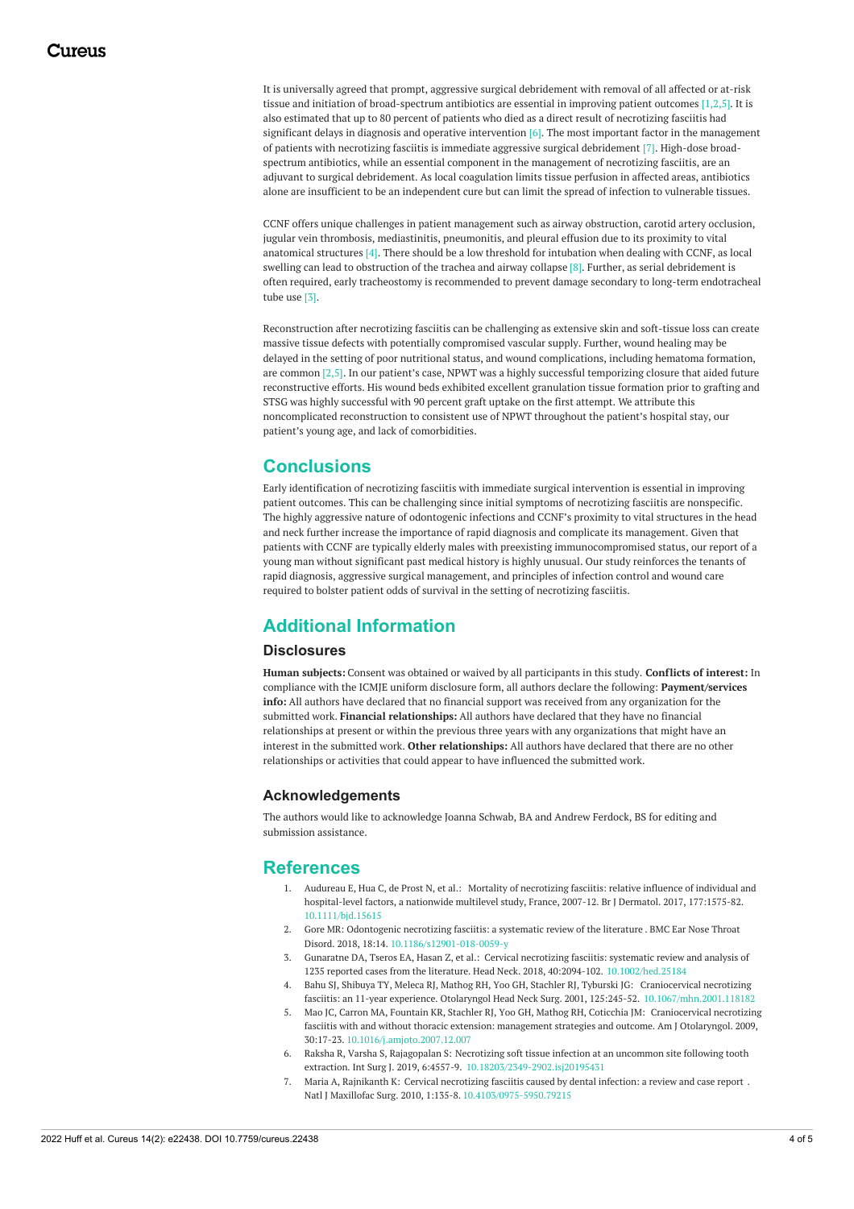It is universally agreed that prompt, aggressive surgical debridement with removal of all affected or at-risk tissue and initiation of broad-spectrum antibiotics are essential in improving patient outcomes [1,2,5]. It is also estimated that up to 80 percent of patients who died as a direct result of necrotizing fasciitis had significant delays in diagnosis and operative intervention [6]. The most important factor in the management of patients with necrotizing fasciitis is immediate aggressive surgical debridement [7]. High-dose broad-spectrum antibiotics, while an essential component in the management of necrotizing fasciitis, are an adjuvant to surgical debridement. As local coagulation limits tissue perfusion in affected areas, antibiotics alone are insufficient to be an independent cure but can limit the spread of infection to vulnerable tissues.

CCNF offers unique challenges in patient management such as airway obstruction, carotid artery occlusion, jugular vein thrombosis, mediastinitis, pneumonitis, and pleural effusion due to its proximity to vital anatomical structures [4]. There should be a low threshold for intubation when dealing with CCNF, as local swelling can lead to obstruction of the trachea and airway collapse [8]. Further, as serial debridement is often required, early tracheostomy is recommended to prevent damage secondary to long-term endotracheal tube use [3].

Reconstruction after necrotizing fasciitis can be challenging as extensive skin and soft-tissue loss can create massive tissue defects with potentially compromised vascular supply. Further, wound healing may be delayed in the setting of poor nutritional status, and wound complications, including hematoma formation, are common [2,5]. In our patient's case, NPWT was a highly successful temporizing closure that aided future reconstructive efforts. His wound beds exhibited excellent granulation tissue formation prior to grafting and STSG was highly successful with 90 percent graft uptake on the first attempt. We attribute this noncomplicated reconstruction to consistent use of NPWT throughout the patient's hospital stay, our patient's young age, and lack of comorbidities.

## Conclusions

Early identification of necrotizing fasciitis with immediate surgical intervention is essential in improving patient outcomes. This can be challenging since initial symptoms of necrotizing fasciitis are nonspecific. The highly aggressive nature of odontogenic infections and CCNF's proximity to vital structures in the head and neck further increase the importance of rapid diagnosis and complicate its management. Given that patients with CCNF are typically elderly males with preexisting immunocompromised status, our report of a young man without significant past medical history is highly unusual. Our study reinforces the tenants of rapid diagnosis, aggressive surgical management, and principles of infection control and wound care required to bolster patient odds of survival in the setting of necrotizing fasciitis.

## Additional Information

### Disclosures

**Human subjects:** Consent was obtained or waived by all participants in this study. **Conflicts of interest:** In compliance with the ICMJE uniform disclosure form, all authors declare the following: **Payment/services info:** All authors have declared that no financial support was received from any organization for the submitted work. **Financial relationships:** All authors have declared that they have no financial relationships at present or within the previous three years with any organizations that might have an interest in the submitted work. **Other relationships:** All authors have declared that there are no other relationships or activities that could appear to have influenced the submitted work.

### Acknowledgements

The authors would like to acknowledge Joanna Schwab, BA and Andrew Ferdock, BS for editing and submission assistance.

## References

1. Audureau E, Hua C, de Prost N, et al.: Mortality of necrotizing fasciitis: relative influence of individual and hospital-level factors, a nationwide multilevel study, France, 2007-12. Br J Dermatol. 2017, 177:1575-82. 10.1111/bjd.15615
2. Gore MR: Odontogenic necrotizing fasciitis: a systematic review of the literature . BMC Ear Nose Throat Disord. 2018, 18:14. 10.1186/s12901-018-0059-y
3. Gunaratne DA, Tseros EA, Hasan Z, et al.: Cervical necrotizing fasciitis: systematic review and analysis of 1235 reported cases from the literature. Head Neck. 2018, 40:2094-102. 10.1002/hed.25184
4. Bahu SJ, Shibuya TY, Meleca RJ, Mathog RH, Yoo GH, Stachler RJ, Tyburski JG: Craniocervical necrotizing fasciitis: an 11-year experience. Otolaryngol Head Neck Surg. 2001, 125:245-52. 10.1067/mhn.2001.118182
5. Mao JC, Carron MA, Fountain KR, Stachler RJ, Yoo GH, Mathog RH, Coticchia JM: Craniocervical necrotizing fasciitis with and without thoracic extension: management strategies and outcome. Am J Otolaryngol. 2009, 30:17-23. 10.1016/j.amjoto.2007.12.007
6. Raksha R, Varsha S, Rajagopalan S: Necrotizing soft tissue infection at an uncommon site following tooth extraction. Int Surg J. 2019, 6:4557-9. 10.18203/2349-2902.isj20195431
7. Maria A, Rajnikanth K: Cervical necrotizing fasciitis caused by dental infection: a review and case report . Natl J Maxillofac Surg. 2010, 1:135-8. 10.4103/0975-5950.79215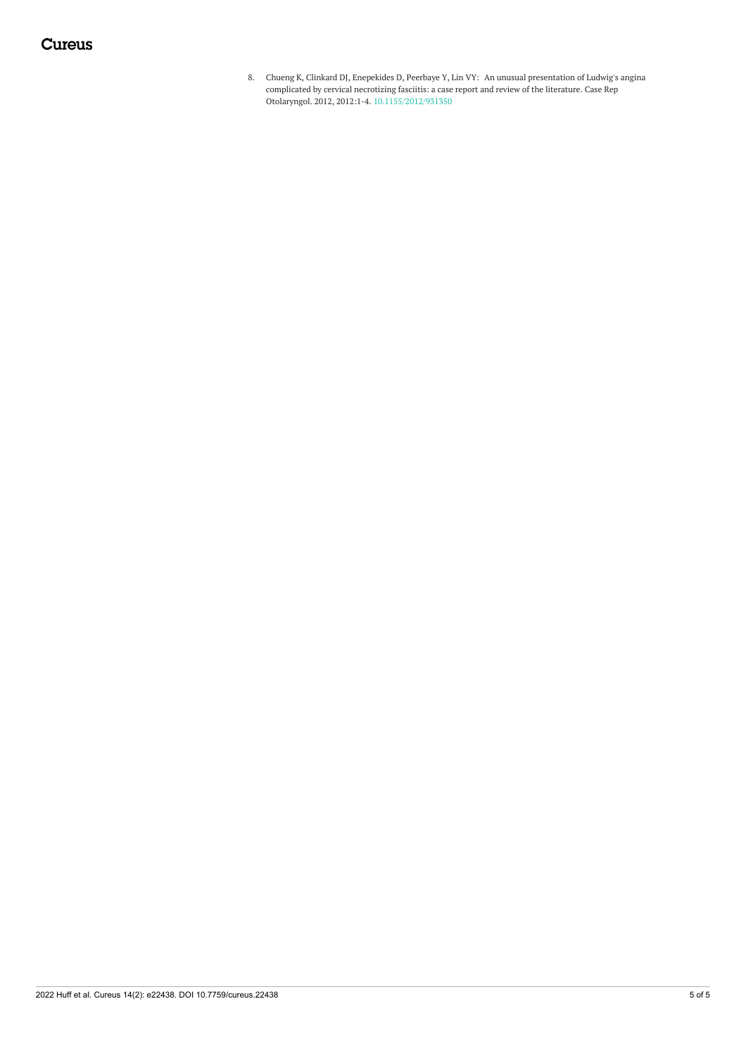8. Chueng K, Clinkard DJ, Enepekides D, Peerbaye Y, Lin VY: An unusual presentation of Ludwig's angina complicated by cervical necrotizing fasciitis: a case report and review of the literature. Case Rep Otolaryngol. 2012, 2012:1-4. 10.1155/2012/931350